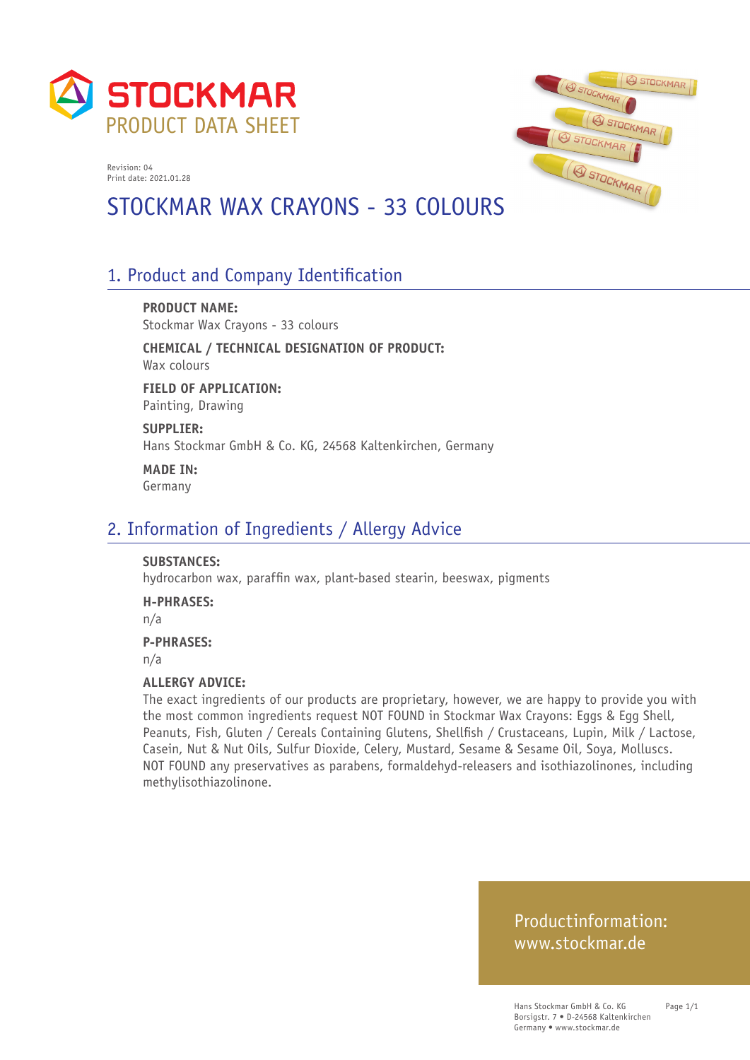# STOCKMAR

PRODUCT DATA SHEET

Revision: 04
Print date: 2021.01.28

# STOCKMAR WAX CRAYONS - 33 COLOURS

## 1. Product and Company Identification

**PRODUCT NAME:**
Stockmar Wax Crayons - 33 colours

**CHEMICAL / TECHNICAL DESIGNATION OF PRODUCT:**
Wax colours

**FIELD OF APPLICATION:**
Painting, Drawing

**SUPPLIER:**
Hans Stockmar GmbH & Co. KG, 24568 Kaltenkirchen, Germany

**MADE IN:**
Germany

## 2. Information of Ingredients / Allergy Advice

**SUBSTANCES:**
hydrocarbon wax, paraffin wax, plant-based stearin, beeswax, pigments

**H-PHRASES:**
n/a

**P-PHRASES:**
n/a

**ALLERGY ADVICE:**
The exact ingredients of our products are proprietary, however, we are happy to provide you with the most common ingredients request NOT FOUND in Stockmar Wax Crayons: Eggs & Egg Shell, Peanuts, Fish, Gluten / Cereals Containing Glutens, Shellfish / Crustaceans, Lupin, Milk / Lactose, Casein, Nut & Nut Oils, Sulfur Dioxide, Celery, Mustard, Sesame & Sesame Oil, Soya, Molluscs. NOT FOUND any preservatives as parabens, formaldehyd-releasers and isothiazolinones, including methylisothiazolinone.

Productinformation:
www.stockmar.de

Hans Stockmar GmbH & Co. KG
Borsigstr. 7 • D-24568 Kaltenkirchen
Germany • www.stockmar.de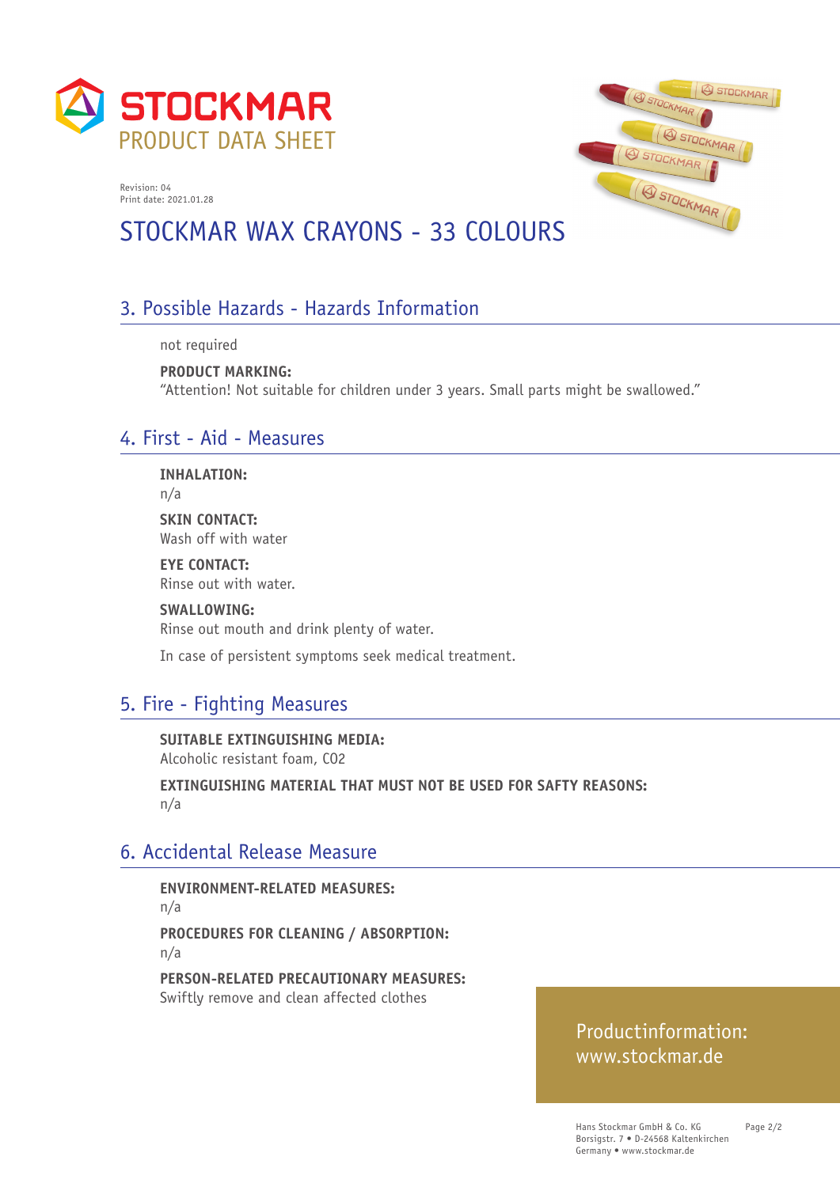# STOCKMAR

PRODUCT DATA SHEET

Revision: 04
Print date: 2021.01.28

# STOCKMAR WAX CRAYONS - 33 COLOURS

## 3. Possible Hazards - Hazards Information

not required

**PRODUCT MARKING:**
“Attention! Not suitable for children under 3 years. Small parts might be swallowed.”

## 4. First - Aid - Measures

**INHALATION:**
n/a

**SKIN CONTACT:**
Wash off with water

**EYE CONTACT:**
Rinse out with water.

**SWALLOWING:**
Rinse out mouth and drink plenty of water.

In case of persistent symptoms seek medical treatment.

## 5. Fire - Fighting Measures

**SUITABLE EXTINGUISHING MEDIA:**
Alcoholic resistant foam, CO2

**EXTINGUISHING MATERIAL THAT MUST NOT BE USED FOR SAFTY REASONS:**
n/a

## 6. Accidental Release Measure

**ENVIRONMENT-RELATED MEASURES:**
n/a

**PROCEDURES FOR CLEANING / ABSORPTION:**
n/a

**PERSON-RELATED PRECAUTIONARY MEASURES:**
Swiftly remove and clean affected clothes

Productinformation:
www.stockmar.de

Hans Stockmar GmbH & Co. KG
Borsigstr. 7 • D-24568 Kaltenkirchen
Germany • www.stockmar.de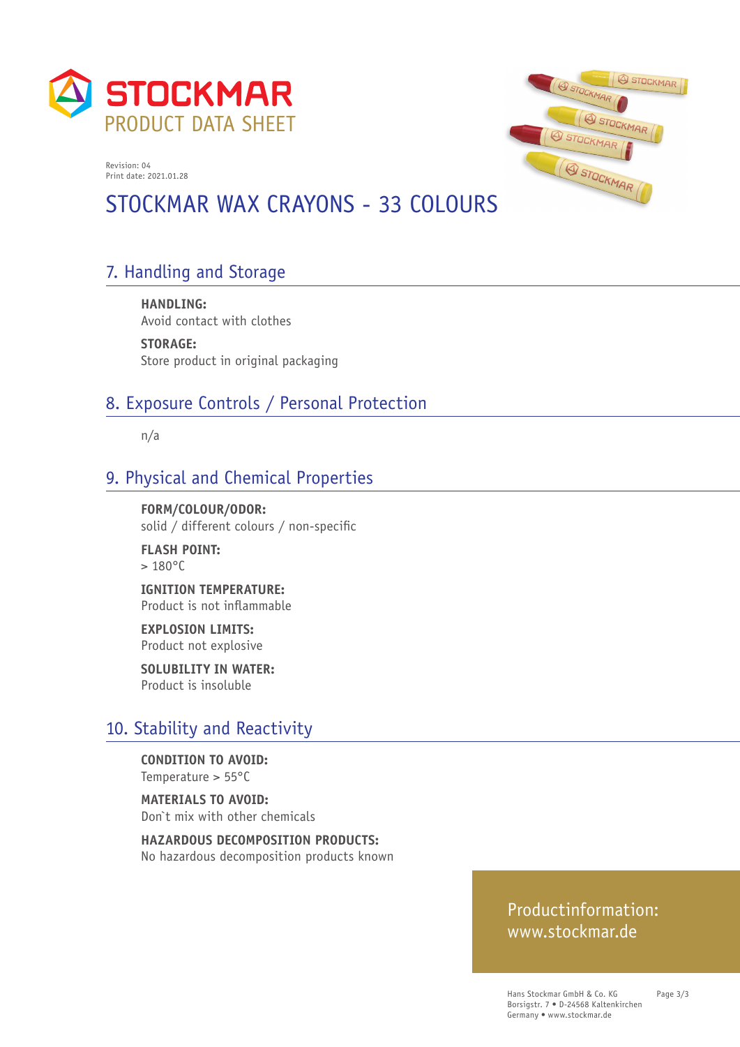# STOCKMAR

PRODUCT DATA SHEET

Revision: 04
Print date: 2021.01.28

# STOCKMAR WAX CRAYONS - 33 COLOURS

## 7. Handling and Storage

**HANDLING:**
Avoid contact with clothes

**STORAGE:**
Store product in original packaging

## 8. Exposure Controls / Personal Protection

n/a

## 9. Physical and Chemical Properties

**FORM/COLOUR/ODOR:**
solid / different colours / non-specific

**FLASH POINT:**
> 180°C

**IGNITION TEMPERATURE:**
Product is not inflammable

**EXPLOSION LIMITS:**
Product not explosive

**SOLUBILITY IN WATER:**
Product is insoluble

## 10. Stability and Reactivity

**CONDITION TO AVOID:**
Temperature > 55°C

**MATERIALS TO AVOID:**
Don`t mix with other chemicals

**HAZARDOUS DECOMPOSITION PRODUCTS:**
No hazardous decomposition products known

Productinformation:
www.stockmar.de

Hans Stockmar GmbH & Co. KG
Borsigstr. 7 • D-24568 Kaltenkirchen
Germany • www.stockmar.de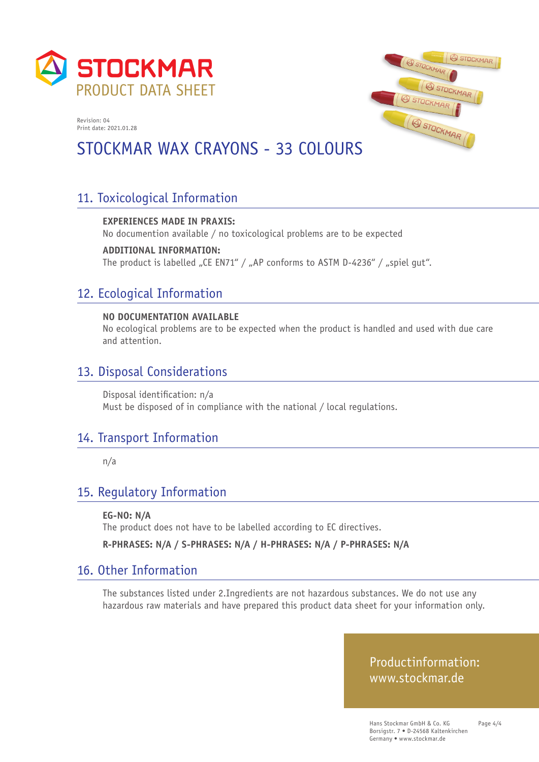# STOCKMAR PRODUCT DATA SHEET

Revision: 04
Print date: 2021.01.28

# STOCKMAR WAX CRAYONS - 33 COLOURS

## 11. Toxicological Information

**EXPERIENCES MADE IN PRAXIS:**
No documention available / no toxicological problems are to be expected

**ADDITIONAL INFORMATION:**
The product is labelled „CE EN71" / „AP conforms to ASTM D-4236" / „spiel gut".

## 12. Ecological Information

**NO DOCUMENTATION AVAILABLE**
No ecological problems are to be expected when the product is handled and used with due care and attention.

## 13. Disposal Considerations

Disposal identification: n/a
Must be disposed of in compliance with the national / local regulations.

## 14. Transport Information

n/a

## 15. Regulatory Information

**EG-NO: N/A**
The product does not have to be labelled according to EC directives.

**R-PHRASES: N/A / S-PHRASES: N/A / H-PHRASES: N/A / P-PHRASES: N/A**

## 16. Other Information

The substances listed under 2.Ingredients are not hazardous substances. We do not use any hazardous raw materials and have prepared this product data sheet for your information only.

Productinformation:
www.stockmar.de

Hans Stockmar GmbH & Co. KG
Borsigstr. 7 • D-24568 Kaltenkirchen
Germany • www.stockmar.de